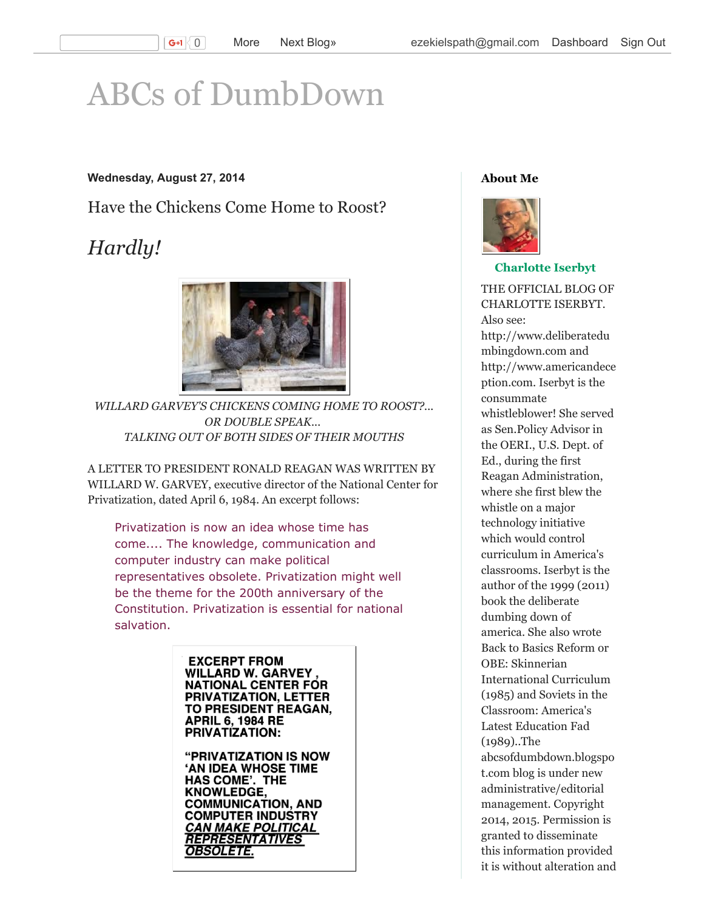# ABCs of DumbDown

**Wednesday, August 27, 2014**

## Have the Chickens Come Home to Roost?

## *Hardly!*

*WILLARD GARVEY'S CHICKENS COMING HOME TO ROOST?...*
*OR DOUBLE SPEAK...*
*TALKING OUT OF BOTH SIDES OF THEIR MOUTHS*

A LETTER TO PRESIDENT RONALD REAGAN WAS WRITTEN BY WILLARD W. GARVEY, executive director of the National Center for Privatization, dated April 6, 1984. An excerpt follows:

> Privatization is now an idea whose time has come.... The knowledge, communication and computer industry can make political representatives obsolete. Privatization might well be the theme for the 200th anniversary of the Constitution. Privatization is essential for national salvation.

**EXCERPT FROM WILLARD W. GARVEY, NATIONAL CENTER FOR PRIVATIZATION, LETTER TO PRESIDENT REAGAN, APRIL 6, 1984 RE PRIVATIZATION:**

**"PRIVATIZATION IS NOW 'AN IDEA WHOSE TIME HAS COME'. THE KNOWLEDGE, COMMUNICATION, AND COMPUTER INDUSTRY *CAN MAKE POLITICAL REPRESENTATIVES OBSOLETE.***

### About Me

**Charlotte Iserbyt**

THE OFFICIAL BLOG OF CHARLOTTE ISERBYT. Also see: http://www.deliberatedumbingdown.com and http://www.americandeception.com. Iserbyt is the consummate whistleblower! She served as Sen.Policy Advisor in the OERI., U.S. Dept. of Ed., during the first Reagan Administration, where she first blew the whistle on a major technology initiative which would control curriculum in America's classrooms. Iserbyt is the author of the 1999 (2011) book the deliberate dumbing down of america. She also wrote Back to Basics Reform or OBE: Skinnerian International Curriculum (1985) and Soviets in the Classroom: America's Latest Education Fad (1989)..The abcsofdumbdown.blogspot.com blog is under new administrative/editorial management. Copyright 2014, 2015. Permission is granted to disseminate this information provided it is without alteration and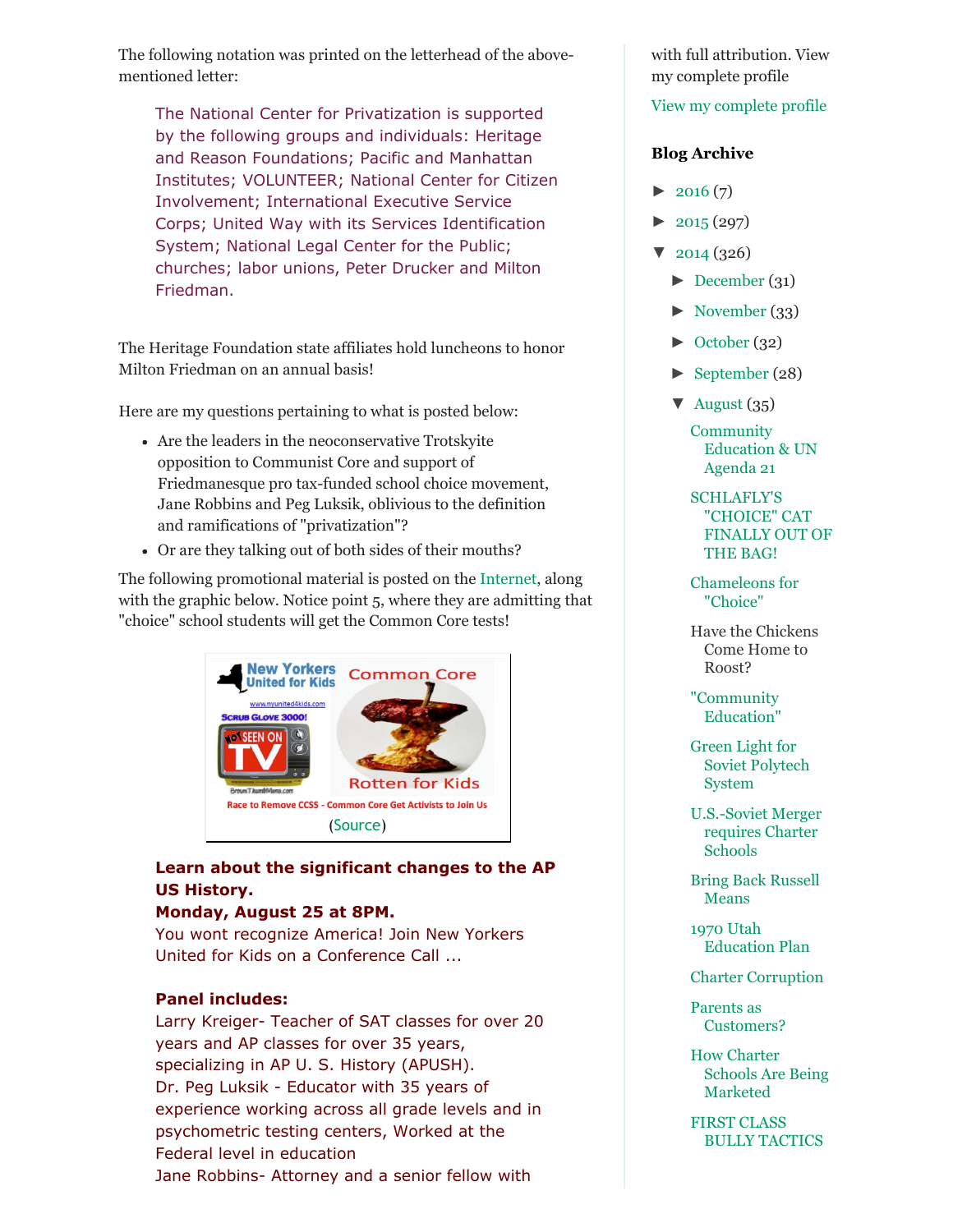The following notation was printed on the letterhead of the above-mentioned letter:

> The National Center for Privatization is supported by the following groups and individuals: Heritage and Reason Foundations; Pacific and Manhattan Institutes; VOLUNTEER; National Center for Citizen Involvement; International Executive Service Corps; United Way with its Services Identification System; National Legal Center for the Public; churches; labor unions, Peter Drucker and Milton Friedman.

The Heritage Foundation state affiliates hold luncheons to honor Milton Friedman on an annual basis!

Here are my questions pertaining to what is posted below:

- Are the leaders in the neoconservative Trotskyite opposition to Communist Core and support of Friedmanesque pro tax-funded school choice movement, Jane Robbins and Peg Luksik, oblivious to the definition and ramifications of "privatization"?
- Or are they talking out of both sides of their mouths?

The following promotional material is posted on the Internet, along with the graphic below. Notice point 5, where they are admitting that "choice" school students will get the Common Core tests!

New Yorkers United for Kids — www.nyunited4kids.com — Scrub Glove 3000! — NOT SEEN ON TV — Common Core Rotten for Kids — Race to Remove CCSS - Common Core Get Activists to Join Us

(Source)

> **Learn about the significant changes to the AP US History.**
> **Monday, August 25 at 8PM.**
> You wont recognize America! Join New Yorkers United for Kids on a Conference Call ...
>
> **Panel includes:**
> Larry Kreiger- Teacher of SAT classes for over 20 years and AP classes for over 35 years, specializing in AP U. S. History (APUSH).
> Dr. Peg Luksik - Educator with 35 years of experience working across all grade levels and in psychometric testing centers, Worked at the Federal level in education
> Jane Robbins- Attorney and a senior fellow with

with full attribution. View my complete profile

View my complete profile

## Blog Archive

- ► 2016 (7)
- ► 2015 (297)
- ▼ 2014 (326)
  - ► December (31)
  - ► November (33)
  - ► October (32)
  - ► September (28)
  - ▼ August (35)
    - Community Education & UN Agenda 21
    - SCHLAFLY'S "CHOICE" CAT FINALLY OUT OF THE BAG!
    - Chameleons for "Choice"
    - Have the Chickens Come Home to Roost?
    - "Community Education"
    - Green Light for Soviet Polytech System
    - U.S.-Soviet Merger requires Charter Schools
    - Bring Back Russell Means
    - 1970 Utah Education Plan
    - Charter Corruption
    - Parents as Customers?
    - How Charter Schools Are Being Marketed
    - FIRST CLASS BULLY TACTICS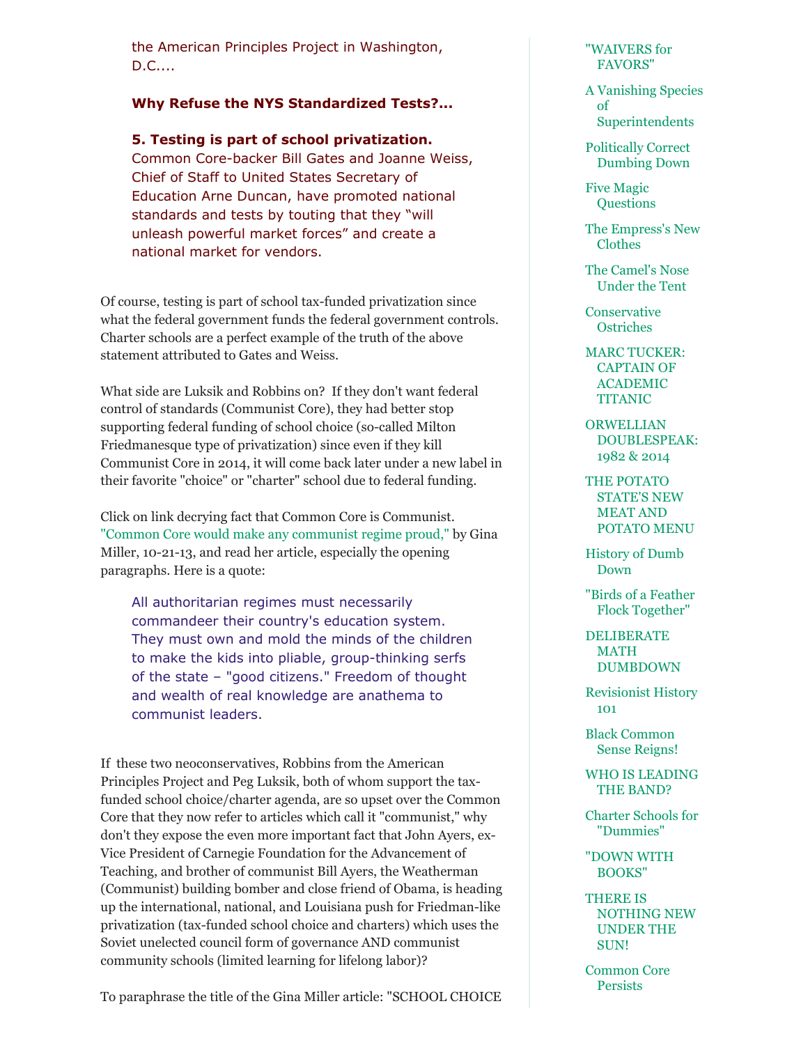the American Principles Project in Washington, D.C....

**Why Refuse the NYS Standardized Tests?...**

**5. Testing is part of school privatization.** Common Core-backer Bill Gates and Joanne Weiss, Chief of Staff to United States Secretary of Education Arne Duncan, have promoted national standards and tests by touting that they "will unleash powerful market forces" and create a national market for vendors.

Of course, testing is part of school tax-funded privatization since what the federal government funds the federal government controls. Charter schools are a perfect example of the truth of the above statement attributed to Gates and Weiss.

What side are Luksik and Robbins on? If they don't want federal control of standards (Communist Core), they had better stop supporting federal funding of school choice (so-called Milton Friedmanesque type of privatization) since even if they kill Communist Core in 2014, it will come back later under a new label in their favorite "choice" or "charter" school due to federal funding.

Click on link decrying fact that Common Core is Communist. "Common Core would make any communist regime proud," by Gina Miller, 10-21-13, and read her article, especially the opening paragraphs. Here is a quote:

> All authoritarian regimes must necessarily commandeer their country's education system. They must own and mold the minds of the children to make the kids into pliable, group-thinking serfs of the state – "good citizens." Freedom of thought and wealth of real knowledge are anathema to communist leaders.

If these two neoconservatives, Robbins from the American Principles Project and Peg Luksik, both of whom support the tax-funded school choice/charter agenda, are so upset over the Common Core that they now refer to articles which call it "communist," why don't they expose the even more important fact that John Ayers, ex-Vice President of Carnegie Foundation for the Advancement of Teaching, and brother of communist Bill Ayers, the Weatherman (Communist) building bomber and close friend of Obama, is heading up the international, national, and Louisiana push for Friedman-like privatization (tax-funded school choice and charters) which uses the Soviet unelected council form of governance AND communist community schools (limited learning for lifelong labor)?

To paraphrase the title of the Gina Miller article: "SCHOOL CHOICE

- "WAIVERS for FAVORS"
- A Vanishing Species of Superintendents
- Politically Correct Dumbing Down
- Five Magic Questions
- The Empress's New Clothes
- The Camel's Nose Under the Tent
- Conservative Ostriches
- MARC TUCKER: CAPTAIN OF ACADEMIC TITANIC
- ORWELLIAN DOUBLESPEAK: 1982 & 2014
- THE POTATO STATE'S NEW MEAT AND POTATO MENU
- History of Dumb Down
- "Birds of a Feather Flock Together"
- DELIBERATE MATH DUMBDOWN
- Revisionist History 101
- Black Common Sense Reigns!
- WHO IS LEADING THE BAND?
- Charter Schools for "Dummies"
- "DOWN WITH BOOKS"
- THERE IS NOTHING NEW UNDER THE SUN!
- Common Core Persists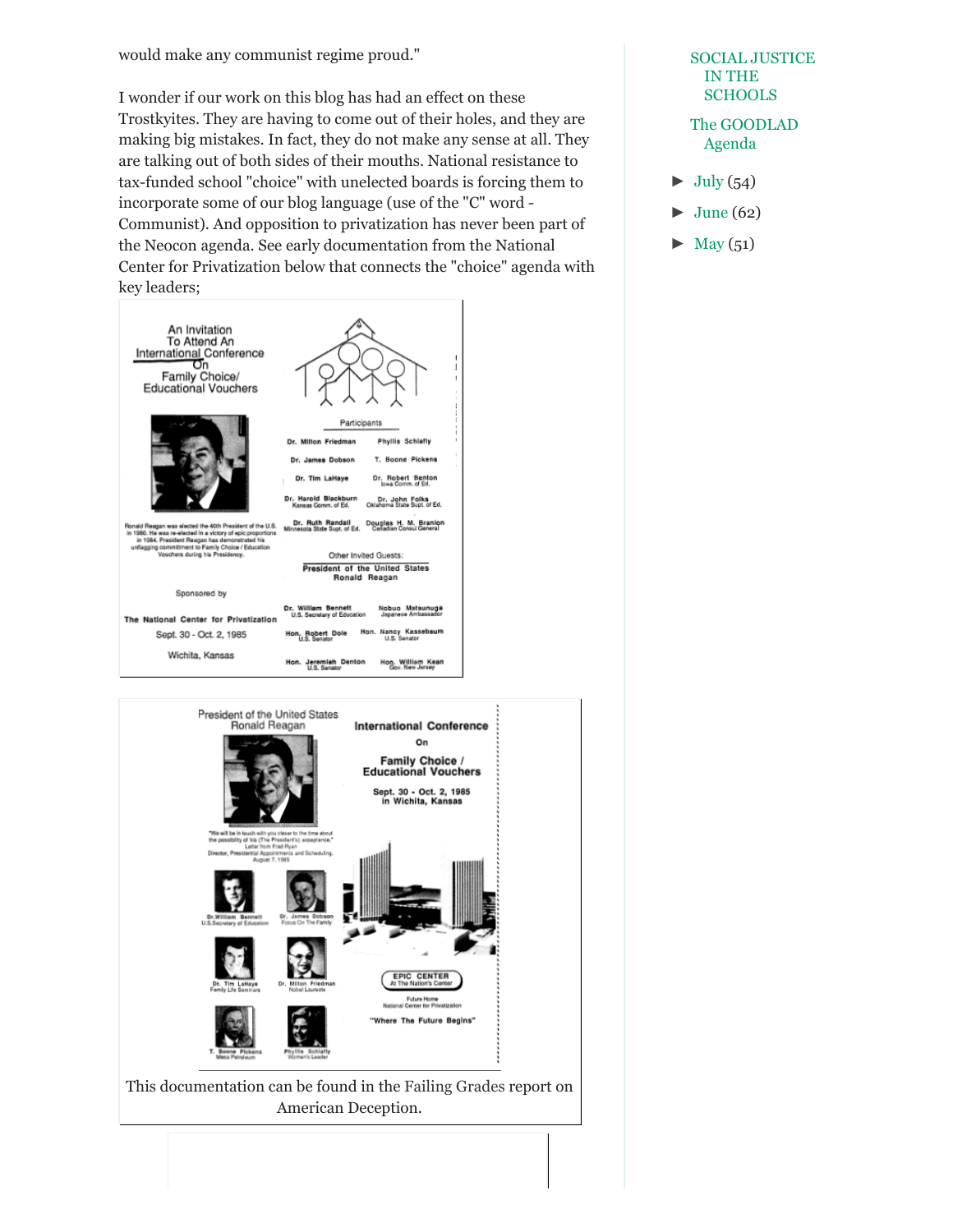would make any communist regime proud."

I wonder if our work on this blog has had an effect on these Trostkyites. They are having to come out of their holes, and they are making big mistakes. In fact, they do not make any sense at all. They are talking out of both sides of their mouths. National resistance to tax-funded school "choice" with unelected boards is forcing them to incorporate some of our blog language (use of the "C" word - Communist). And opposition to privatization has never been part of the Neocon agenda. See early documentation from the National Center for Privatization below that connects the "choice" agenda with key leaders;

An Invitation To Attend An International Conference On Family Choice/ Educational Vouchers

Ronald Reagan was elected the 40th President of the U.S. in 1980. He was re-elected in a victory of epic proportions in 1984. President Reagan has demonstrated his unflagging commitment to Family Choice / Education Vouchers during his Presidency.

Sponsored by

The National Center for Privatization

Sept. 30 - Oct. 2, 1985

Wichita, Kansas

Participants

| | |
|---|---|
| Dr. Milton Friedman | Phyllis Schlafly |
| Dr. James Dobson | T. Boone Pickens |
| Dr. Tim LaHaye | Dr. Robert Benton, Iowa Comm. of Ed. |
| Dr. Harold Blackburn, Kansas Comm. of Ed. | Dr. John Folks, Oklahoma State Supt. of Ed. |
| Dr. Ruth Randall, Minnesota State Supt. of Ed. | Douglas H. M. Branion, Canadian Consul General |

Other Invited Guests:

President of the United States Ronald Reagan

| | |
|---|---|
| Dr. William Bennett, U.S. Secretary of Education | Nobuo Matsunuga, Japanese Ambassador |
| Hon. Robert Dole, U.S. Senator | Hon. Nancy Kassebaum, U.S. Senator |
| Hon. Jeremiah Denton, U.S. Senator | Hon. William Kean, Gov. New Jersey |

President of the United States Ronald Reagan

"We will be in touch with you closer to the time about the possibility of his (The President's) acceptance." Letter from Fred Ryan, Director, Presidential Appointments and Scheduling, August 7, 1985

Dr. William Bennett, U.S. Secretary of Education

Dr. James Dobson, Focus On The Family

Dr. Tim LaHaye, Family Life Seminars

Dr. Milton Friedman, Nobel Laureate

T. Boone Pickens, Mesa Petroleum

Phyllis Schlafly, Women's Leader

International Conference On Family Choice / Educational Vouchers

Sept. 30 - Oct. 2, 1985 in Wichita, Kansas

EPIC CENTER At The Nation's Center

Future Home National Center for Privatization

"Where The Future Begins"

This documentation can be found in the Failing Grades report on American Deception.

SOCIAL JUSTICE IN THE SCHOOLS

The GOODLAD Agenda

- ► July (54)
- ► June (62)
- ► May (51)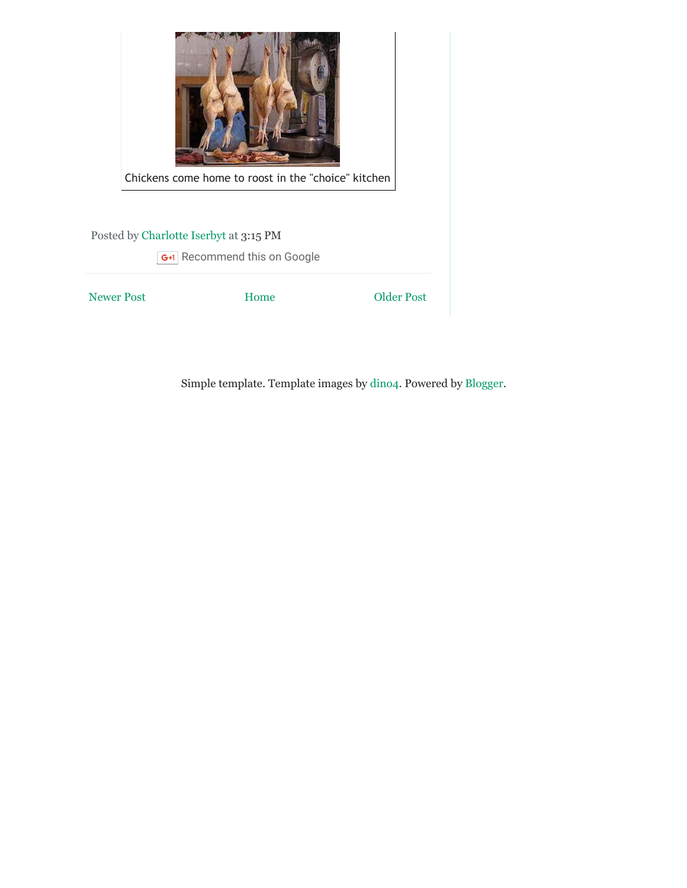Chickens come home to roost in the "choice" kitchen

Posted by Charlotte Iserbyt at 3:15 PM

Recommend this on Google

Newer Post Home Older Post

Simple template. Template images by dino4. Powered by Blogger.